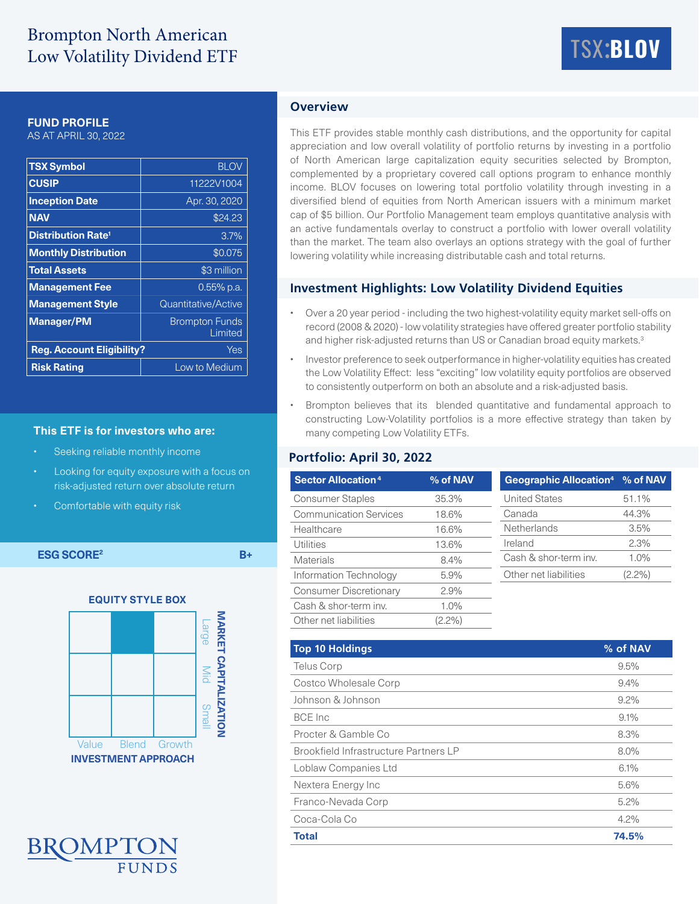# Brompton North American Low Volatility Dividend ETF

TSX:BLOV

## FUND PROFILE

AS AT APRIL 30, 2022

| | |
|---|---|
| TSX Symbol | BLOV |
| CUSIP | 11222V1004 |
| Inception Date | Apr. 30, 2020 |
| NAV | $24.23 |
| Distribution Rate[1] | 3.7% |
| Monthly Distribution | $0.075 |
| Total Assets | $3 million |
| Management Fee | 0.55% p.a. |
| Management Style | Quantitative/Active |
| Manager/PM | Brompton Funds Limited |
| Reg. Account Eligibility? | Yes |
| Risk Rating | Low to Medium |

### This ETF is for investors who are:

- Seeking reliable monthly income
- Looking for equity exposure with a focus on risk-adjusted return over absolute return
- Comfortable with equity risk

**ESG SCORE[2]** B+

**EQUITY STYLE BOX**

Market Capitalization: Large / Mid / Small — Investment Approach: Value / Blend / Growth (Large Blend)

## Overview

This ETF provides stable monthly cash distributions, and the opportunity for capital appreciation and low overall volatility of portfolio returns by investing in a portfolio of North American large capitalization equity securities selected by Brompton, complemented by a proprietary covered call options program to enhance monthly income. BLOV focuses on lowering total portfolio volatility through investing in a diversified blend of equities from North American issuers with a minimum market cap of $5 billion. Our Portfolio Management team employs quantitative analysis with an active fundamentals overlay to construct a portfolio with lower overall volatility than the market. The team also overlays an options strategy with the goal of further lowering volatility while increasing distributable cash and total returns.

## Investment Highlights: Low Volatility Dividend Equities

- Over a 20 year period - including the two highest-volatility equity market sell-offs on record (2008 & 2020) - low volatility strategies have offered greater portfolio stability and higher risk-adjusted returns than US or Canadian broad equity markets.[3]
- Investor preference to seek outperformance in higher-volatility equities has created the Low Volatility Effect: less "exciting" low volatility equity portfolios are observed to consistently outperform on both an absolute and a risk-adjusted basis.
- Brompton believes that its blended quantitative and fundamental approach to constructing Low-Volatility portfolios is a more effective strategy than taken by many competing Low Volatility ETFs.

## Portfolio: April 30, 2022

| Sector Allocation[4] | % of NAV |
|---|---|
| Consumer Staples | 35.3% |
| Communication Services | 18.6% |
| Healthcare | 16.6% |
| Utilities | 13.6% |
| Materials | 8.4% |
| Information Technology | 5.9% |
| Consumer Discretionary | 2.9% |
| Cash & shor-term inv. | 1.0% |
| Other net liabilities | (2.2%) |

| Geographic Allocation[4] | % of NAV |
|---|---|
| United States | 51.1% |
| Canada | 44.3% |
| Netherlands | 3.5% |
| Ireland | 2.3% |
| Cash & shor-term inv. | 1.0% |
| Other net liabilities | (2.2%) |

| Top 10 Holdings | % of NAV |
|---|---|
| Telus Corp | 9.5% |
| Costco Wholesale Corp | 9.4% |
| Johnson & Johnson | 9.2% |
| BCE Inc | 9.1% |
| Procter & Gamble Co | 8.3% |
| Brookfield Infrastructure Partners LP | 8.0% |
| Loblaw Companies Ltd | 6.1% |
| Nextera Energy Inc | 5.6% |
| Franco-Nevada Corp | 5.2% |
| Coca-Cola Co | 4.2% |
| **Total** | **74.5%** |

BROMPTON FUNDS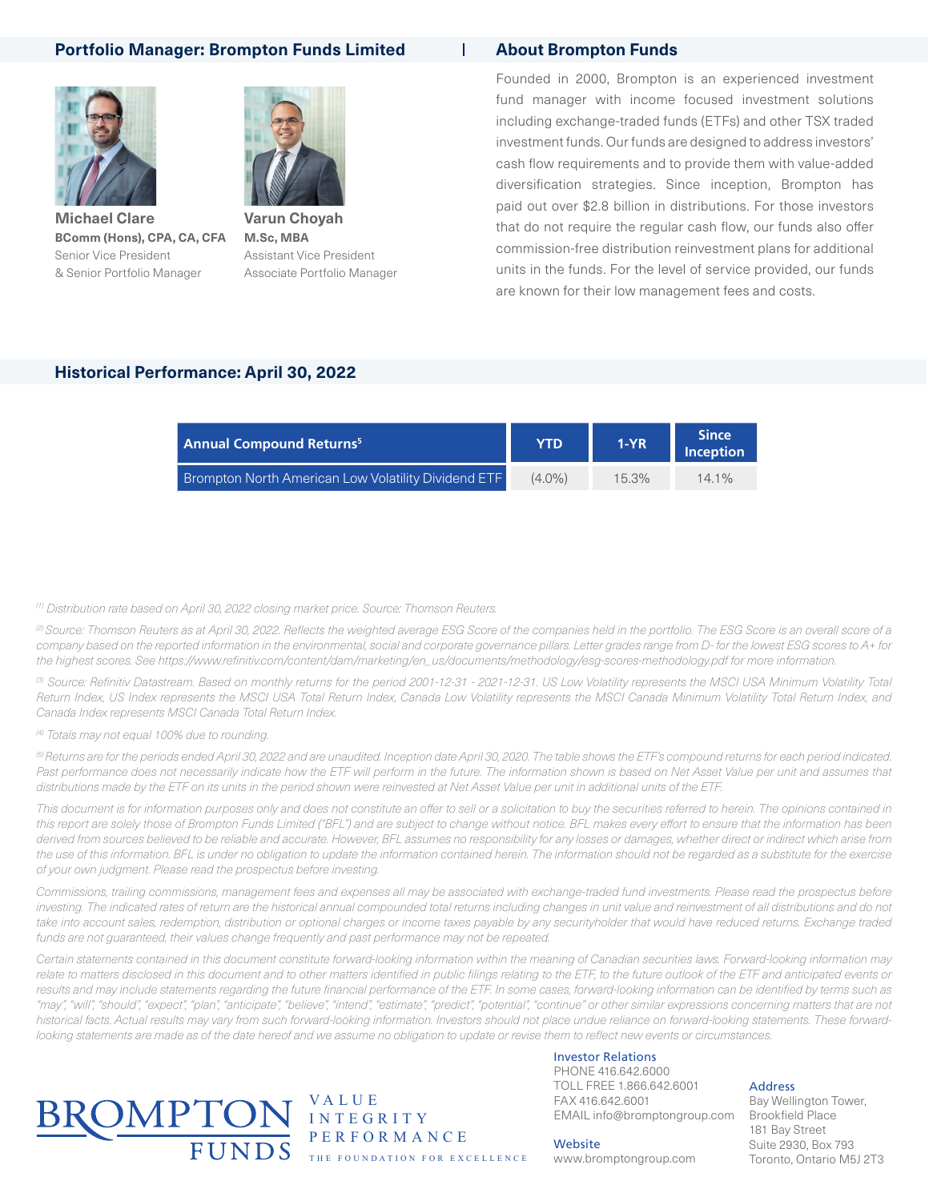## Portfolio Manager: Brompton Funds Limited

**Michael Clare**
**BComm (Hons), CPA, CA, CFA**
Senior Vice President
& Senior Portfolio Manager

**Varun Choyah**
**M.Sc, MBA**
Assistant Vice President
Associate Portfolio Manager

## About Brompton Funds

Founded in 2000, Brompton is an experienced investment fund manager with income focused investment solutions including exchange-traded funds (ETFs) and other TSX traded investment funds. Our funds are designed to address investors' cash flow requirements and to provide them with value-added diversification strategies. Since inception, Brompton has paid out over $2.8 billion in distributions. For those investors that do not require the regular cash flow, our funds also offer commission-free distribution reinvestment plans for additional units in the funds. For the level of service provided, our funds are known for their low management fees and costs.

## Historical Performance: April 30, 2022

| Annual Compound Returns[5] | YTD | 1-YR | Since Inception |
|---|---|---|---|
| Brompton North American Low Volatility Dividend ETF | (4.0%) | 15.3% | 14.1% |

*[1] Distribution rate based on April 30, 2022 closing market price. Source: Thomson Reuters.*

*[2] Source: Thomson Reuters as at April 30, 2022. Reflects the weighted average ESG Score of the companies held in the portfolio. The ESG Score is an overall score of a company based on the reported information in the environmental, social and corporate governance pillars. Letter grades range from D- for the lowest ESG scores to A+ for the highest scores. See https://www.refinitiv.com/content/dam/marketing/en_us/documents/methodology/esg-scores-methodology.pdf for more information.*

*[3] Source: Refinitiv Datastream. Based on monthly returns for the period 2001-12-31 - 2021-12-31. US Low Volatility represents the MSCI USA Minimum Volatility Total Return Index, US Index represents the MSCI USA Total Return Index, Canada Low Volatility represents the MSCI Canada Minimum Volatility Total Return Index, and Canada Index represents MSCI Canada Total Return Index.*

*[4] Totals may not equal 100% due to rounding.*

*[5] Returns are for the periods ended April 30, 2022 and are unaudited. Inception date April 30, 2020. The table shows the ETF's compound returns for each period indicated. Past performance does not necessarily indicate how the ETF will perform in the future. The information shown is based on Net Asset Value per unit and assumes that distributions made by the ETF on its units in the period shown were reinvested at Net Asset Value per unit in additional units of the ETF.*

*This document is for information purposes only and does not constitute an offer to sell or a solicitation to buy the securities referred to herein. The opinions contained in this report are solely those of Brompton Funds Limited ("BFL") and are subject to change without notice. BFL makes every effort to ensure that the information has been derived from sources believed to be reliable and accurate. However, BFL assumes no responsibility for any losses or damages, whether direct or indirect which arise from the use of this information. BFL is under no obligation to update the information contained herein. The information should not be regarded as a substitute for the exercise of your own judgment. Please read the prospectus before investing.*

*Commissions, trailing commissions, management fees and expenses all may be associated with exchange-traded fund investments. Please read the prospectus before investing. The indicated rates of return are the historical annual compounded total returns including changes in unit value and reinvestment of all distributions and do not take into account sales, redemption, distribution or optional charges or income taxes payable by any securityholder that would have reduced returns. Exchange traded funds are not guaranteed, their values change frequently and past performance may not be repeated.*

*Certain statements contained in this document constitute forward-looking information within the meaning of Canadian securities laws. Forward-looking information may relate to matters disclosed in this document and to other matters identified in public filings relating to the ETF, to the future outlook of the ETF and anticipated events or results and may include statements regarding the future financial performance of the ETF. In some cases, forward-looking information can be identified by terms such as "may", "will", "should", "expect", "plan", "anticipate", "believe", "intend", "estimate", "predict", "potential", "continue" or other similar expressions concerning matters that are not historical facts. Actual results may vary from such forward-looking information. Investors should not place undue reliance on forward-looking statements. These forward-looking statements are made as of the date hereof and we assume no obligation to update or revise them to reflect new events or circumstances.*

BROMPTON FUNDS

VALUE
INTEGRITY
PERFORMANCE
THE FOUNDATION FOR EXCELLENCE

**Investor Relations**
PHONE 416.642.6000
TOLL FREE 1.866.642.6001
FAX 416.642.6001
EMAIL info@bromptongroup.com

**Website**
www.bromptongroup.com

**Address**
Bay Wellington Tower,
Brookfield Place
181 Bay Street
Suite 2930, Box 793
Toronto, Ontario M5J 2T3